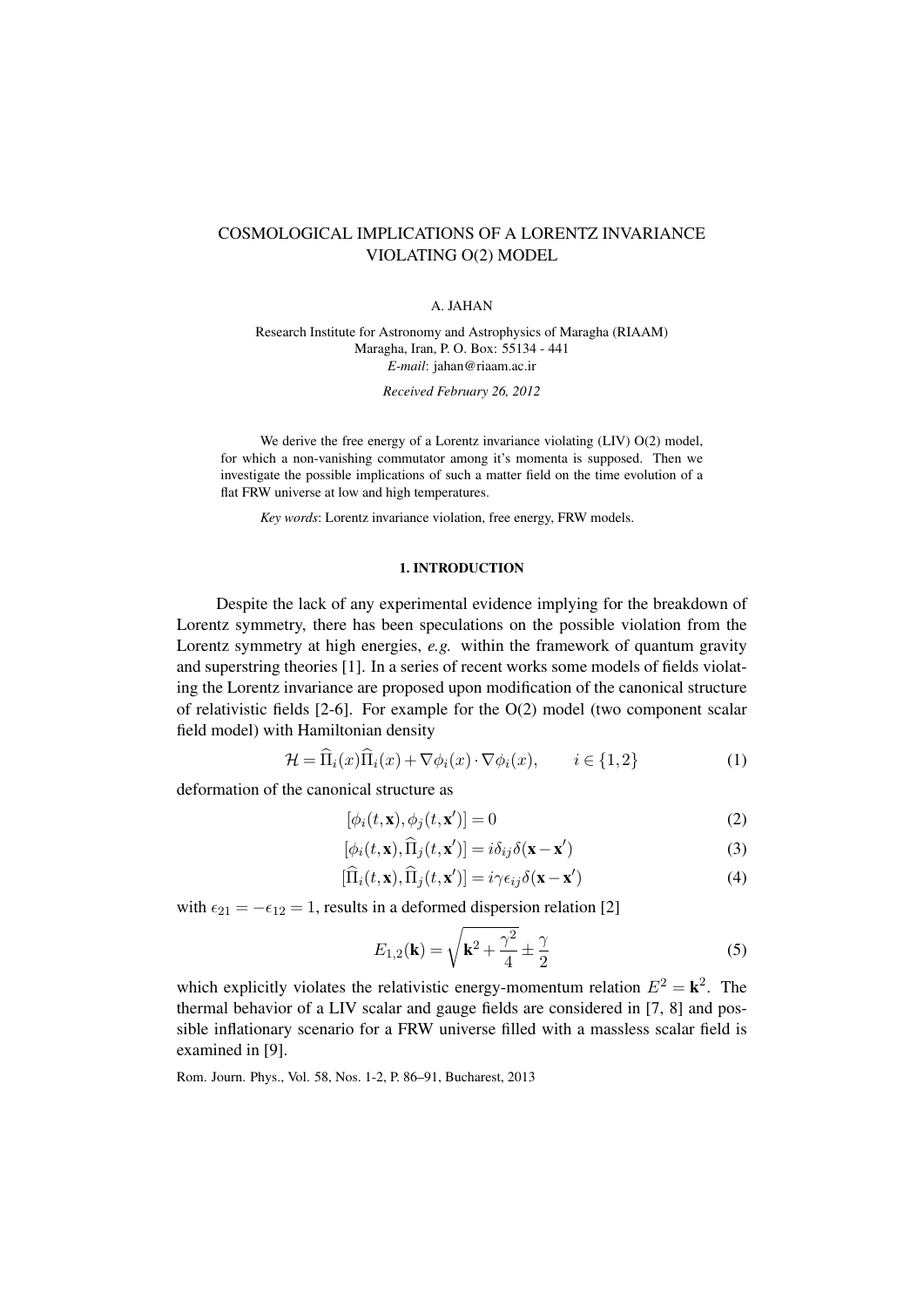# COSMOLOGICAL IMPLICATIONS OF A LORENTZ INVARIANCE VIOLATING O(2) MODEL

A. JAHAN

Research Institute for Astronomy and Astrophysics of Maragha (RIAAM)
Maragha, Iran, P. O. Box: 55134 - 441
*E-mail*: jahan@riaam.ac.ir

*Received February 26, 2012*

We derive the free energy of a Lorentz invariance violating (LIV) O(2) model, for which a non-vanishing commutator among it's momenta is supposed. Then we investigate the possible implications of such a matter field on the time evolution of a flat FRW universe at low and high temperatures.

*Key words*: Lorentz invariance violation, free energy, FRW models.

## 1. INTRODUCTION

Despite the lack of any experimental evidence implying for the breakdown of Lorentz symmetry, there has been speculations on the possible violation from the Lorentz symmetry at high energies, *e.g.* within the framework of quantum gravity and superstring theories [1]. In a series of recent works some models of fields violating the Lorentz invariance are proposed upon modification of the canonical structure of relativistic fields [2-6]. For example for the O(2) model (two component scalar field model) with Hamiltonian density

$$\mathcal{H} = \widehat{\Pi}_i(x)\widehat{\Pi}_i(x) + \nabla\phi_i(x)\cdot\nabla\phi_i(x), \qquad i \in \{1,2\} \tag{1}$$

deformation of the canonical structure as

$$[\phi_i(t,\mathbf{x}), \phi_j(t,\mathbf{x}')] = 0 \tag{2}$$

$$[\phi_i(t,\mathbf{x}), \widehat{\Pi}_j(t,\mathbf{x}')] = i\delta_{ij}\delta(\mathbf{x}-\mathbf{x}') \tag{3}$$

$$[\widehat{\Pi}_i(t,\mathbf{x}), \widehat{\Pi}_j(t,\mathbf{x}')] = i\gamma\epsilon_{ij}\delta(\mathbf{x}-\mathbf{x}') \tag{4}$$

with $\epsilon_{21} = -\epsilon_{12} = 1$, results in a deformed dispersion relation [2]

$$E_{1,2}(\mathbf{k}) = \sqrt{\mathbf{k}^2 + \frac{\gamma^2}{4}} \pm \frac{\gamma}{2} \tag{5}$$

which explicitly violates the relativistic energy-momentum relation $E^2 = \mathbf{k}^2$. The thermal behavior of a LIV scalar and gauge fields are considered in [7, 8] and possible inflationary scenario for a FRW universe filled with a massless scalar field is examined in [9].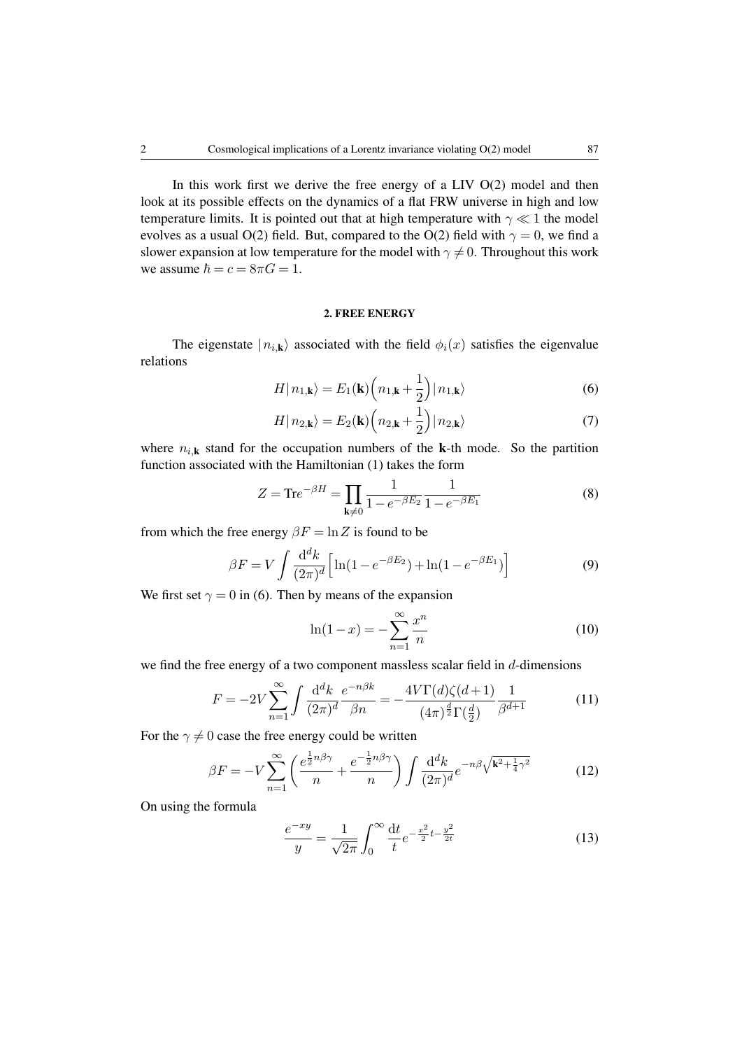In this work first we derive the free energy of a LIV O(2) model and then look at its possible effects on the dynamics of a flat FRW universe in high and low temperature limits. It is pointed out that at high temperature with $\gamma \ll 1$ the model evolves as a usual O(2) field. But, compared to the O(2) field with $\gamma = 0$, we find a slower expansion at low temperature for the model with $\gamma \neq 0$. Throughout this work we assume $\hbar = c = 8\pi G = 1$.

## 2. FREE ENERGY

The eigenstate $|n_{i,\mathbf{k}}\rangle$ associated with the field $\phi_i(x)$ satisfies the eigenvalue relations

$$H|n_{1,\mathbf{k}}\rangle = E_1(\mathbf{k})\Big(n_{1,\mathbf{k}} + \frac{1}{2}\Big)|n_{1,\mathbf{k}}\rangle \tag{6}$$

$$H|n_{2,\mathbf{k}}\rangle = E_2(\mathbf{k})\Big(n_{2,\mathbf{k}} + \frac{1}{2}\Big)|n_{2,\mathbf{k}}\rangle \tag{7}$$

where $n_{i,\mathbf{k}}$ stand for the occupation numbers of the $\mathbf{k}$-th mode. So the partition function associated with the Hamiltonian (1) takes the form

$$Z = \mathrm{Tr}e^{-\beta H} = \prod_{\mathbf{k}\neq 0} \frac{1}{1-e^{-\beta E_2}} \frac{1}{1-e^{-\beta E_1}} \tag{8}$$

from which the free energy $\beta F = \ln Z$ is found to be

$$\beta F = V \int \frac{\mathrm{d}^d k}{(2\pi)^d} \Big[\ln(1-e^{-\beta E_2}) + \ln(1-e^{-\beta E_1})\Big] \tag{9}$$

We first set $\gamma = 0$ in (6). Then by means of the expansion

$$\ln(1-x) = -\sum_{n=1}^{\infty} \frac{x^n}{n} \tag{10}$$

we find the free energy of a two component massless scalar field in $d$-dimensions

$$F = -2V \sum_{n=1}^{\infty} \int \frac{\mathrm{d}^d k}{(2\pi)^d} \frac{e^{-n\beta k}}{\beta n} = -\frac{4V\Gamma(d)\zeta(d+1)}{(4\pi)^{\frac{d}{2}}\Gamma(\frac{d}{2})} \frac{1}{\beta^{d+1}} \tag{11}$$

For the $\gamma \neq 0$ case the free energy could be written

$$\beta F = -V \sum_{n=1}^{\infty} \bigg(\frac{e^{\frac{1}{2}n\beta\gamma}}{n} + \frac{e^{-\frac{1}{2}n\beta\gamma}}{n}\bigg) \int \frac{\mathrm{d}^d k}{(2\pi)^d} e^{-n\beta\sqrt{\mathbf{k}^2 + \frac{1}{4}\gamma^2}} \tag{12}$$

On using the formula

$$\frac{e^{-xy}}{y} = \frac{1}{\sqrt{2\pi}} \int_0^{\infty} \frac{\mathrm{d}t}{t} e^{-\frac{x^2}{2}t - \frac{y^2}{2t}} \tag{13}$$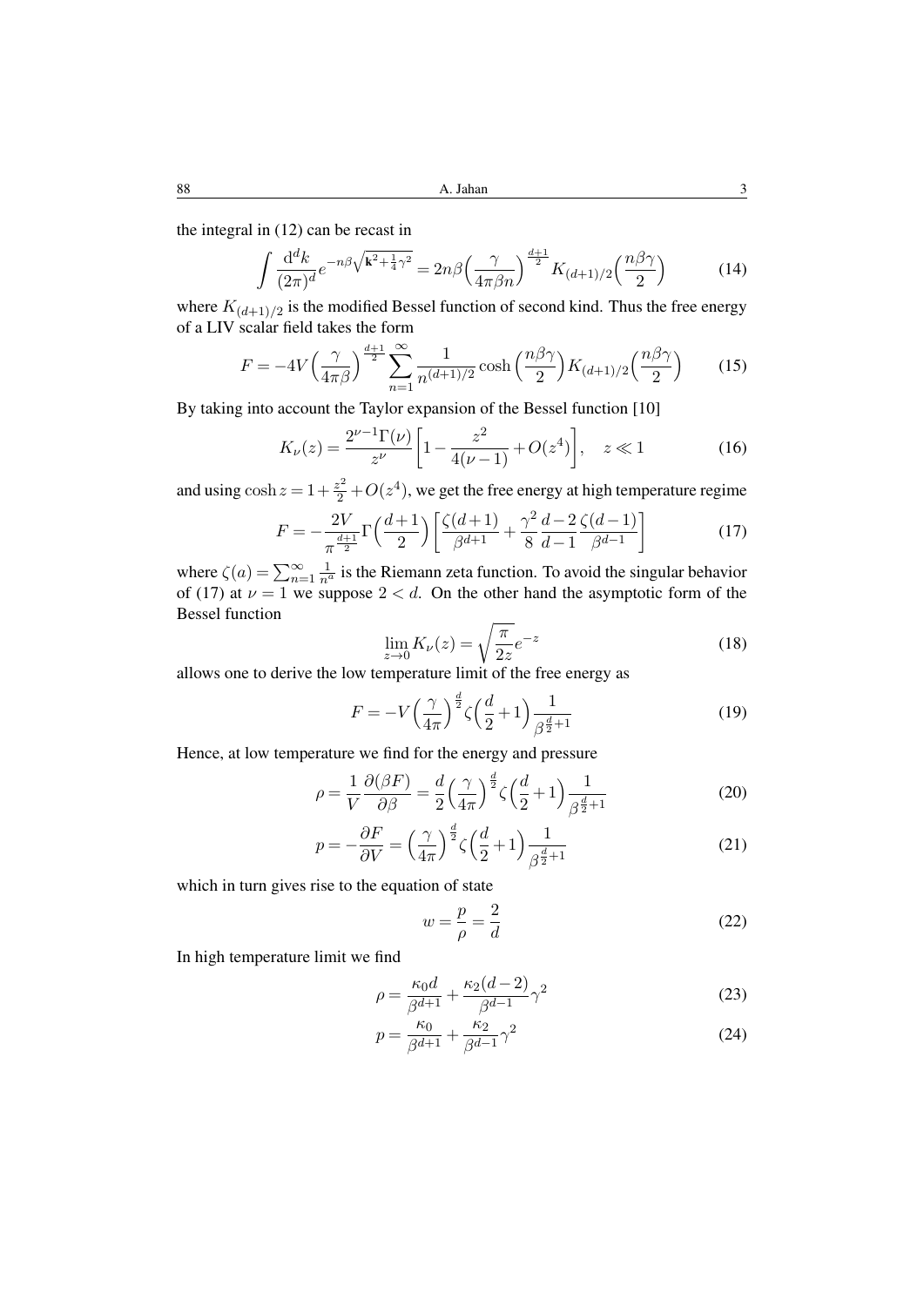the integral in (12) can be recast in

$$\int \frac{\mathrm{d}^d k}{(2\pi)^d} e^{-n\beta\sqrt{\mathbf{k}^2+\frac{1}{4}\gamma^2}} = 2n\beta\Big(\frac{\gamma}{4\pi\beta n}\Big)^{\frac{d+1}{2}} K_{(d+1)/2}\Big(\frac{n\beta\gamma}{2}\Big) \tag{14}$$

where $K_{(d+1)/2}$ is the modified Bessel function of second kind. Thus the free energy of a LIV scalar field takes the form

$$F = -4V\Big(\frac{\gamma}{4\pi\beta}\Big)^{\frac{d+1}{2}} \sum_{n=1}^{\infty} \frac{1}{n^{(d+1)/2}} \cosh\Big(\frac{n\beta\gamma}{2}\Big) K_{(d+1)/2}\Big(\frac{n\beta\gamma}{2}\Big) \tag{15}$$

By taking into account the Taylor expansion of the Bessel function [10]

$$K_\nu(z) = \frac{2^{\nu-1}\Gamma(\nu)}{z^\nu}\bigg[1 - \frac{z^2}{4(\nu-1)} + O(z^4)\bigg], \quad z \ll 1 \tag{16}$$

and using $\cosh z = 1 + \frac{z^2}{2} + O(z^4)$, we get the free energy at high temperature regime

$$F = -\frac{2V}{\pi^{\frac{d+1}{2}}}\Gamma\Big(\frac{d+1}{2}\Big)\bigg[\frac{\zeta(d+1)}{\beta^{d+1}} + \frac{\gamma^2}{8}\frac{d-2}{d-1}\frac{\zeta(d-1)}{\beta^{d-1}}\bigg] \tag{17}$$

where $\zeta(a) = \sum_{n=1}^{\infty} \frac{1}{n^a}$ is the Riemann zeta function. To avoid the singular behavior of (17) at $\nu = 1$ we suppose $2 < d$. On the other hand the asymptotic form of the Bessel function

$$\lim_{z\to 0} K_\nu(z) = \sqrt{\frac{\pi}{2z}} e^{-z} \tag{18}$$

allows one to derive the low temperature limit of the free energy as

$$F = -V\Big(\frac{\gamma}{4\pi}\Big)^{\frac{d}{2}} \zeta\Big(\frac{d}{2}+1\Big)\frac{1}{\beta^{\frac{d}{2}+1}} \tag{19}$$

Hence, at low temperature we find for the energy and pressure

$$\rho = \frac{1}{V}\frac{\partial(\beta F)}{\partial \beta} = \frac{d}{2}\Big(\frac{\gamma}{4\pi}\Big)^{\frac{d}{2}} \zeta\Big(\frac{d}{2}+1\Big)\frac{1}{\beta^{\frac{d}{2}+1}} \tag{20}$$

$$p = -\frac{\partial F}{\partial V} = \Big(\frac{\gamma}{4\pi}\Big)^{\frac{d}{2}} \zeta\Big(\frac{d}{2}+1\Big)\frac{1}{\beta^{\frac{d}{2}+1}} \tag{21}$$

which in turn gives rise to the equation of state

$$w = \frac{p}{\rho} = \frac{2}{d} \tag{22}$$

In high temperature limit we find

$$\rho = \frac{\kappa_0 d}{\beta^{d+1}} + \frac{\kappa_2(d-2)}{\beta^{d-1}}\gamma^2 \tag{23}$$

$$p = \frac{\kappa_0}{\beta^{d+1}} + \frac{\kappa_2}{\beta^{d-1}}\gamma^2 \tag{24}$$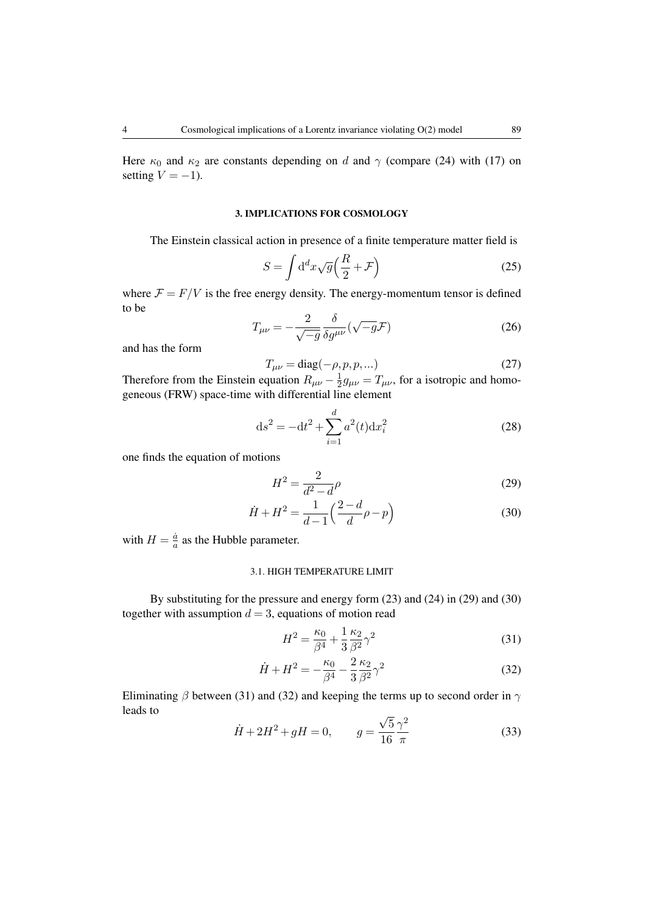Here $\kappa_0$ and $\kappa_2$ are constants depending on $d$ and $\gamma$ (compare (24) with (17) on setting $V = -1$).

## 3. IMPLICATIONS FOR COSMOLOGY

The Einstein classical action in presence of a finite temperature matter field is

$$S = \int \mathrm{d}^d x \sqrt{g}\Big(\frac{R}{2} + \mathcal{F}\Big) \tag{25}$$

where $\mathcal{F} = F/V$ is the free energy density. The energy-momentum tensor is defined to be

$$T_{\mu\nu} = -\frac{2}{\sqrt{-g}} \frac{\delta}{\delta g^{\mu\nu}}(\sqrt{-g}\mathcal{F}) \tag{26}$$

and has the form

$$T_{\mu\nu} = \mathrm{diag}(-\rho, p, p, ...) \tag{27}$$

Therefore from the Einstein equation $R_{\mu\nu} - \frac{1}{2}g_{\mu\nu} = T_{\mu\nu}$, for a isotropic and homogeneous (FRW) space-time with differential line element

$$\mathrm{d}s^2 = -\mathrm{d}t^2 + \sum_{i=1}^{d} a^2(t)\mathrm{d}x_i^2 \tag{28}$$

one finds the equation of motions

$$H^2 = \frac{2}{d^2 - d}\rho \tag{29}$$

$$\dot{H} + H^2 = \frac{1}{d-1}\Big(\frac{2-d}{d}\rho - p\Big) \tag{30}$$

with $H = \frac{\dot{a}}{a}$ as the Hubble parameter.

### 3.1. HIGH TEMPERATURE LIMIT

By substituting for the pressure and energy form (23) and (24) in (29) and (30) together with assumption $d = 3$, equations of motion read

$$H^2 = \frac{\kappa_0}{\beta^4} + \frac{1}{3}\frac{\kappa_2}{\beta^2}\gamma^2 \tag{31}$$

$$\dot{H} + H^2 = -\frac{\kappa_0}{\beta^4} - \frac{2}{3}\frac{\kappa_2}{\beta^2}\gamma^2 \tag{32}$$

Eliminating $\beta$ between (31) and (32) and keeping the terms up to second order in $\gamma$ leads to

$$\dot{H} + 2H^2 + gH = 0, \qquad g = \frac{\sqrt{5}}{16}\frac{\gamma^2}{\pi} \tag{33}$$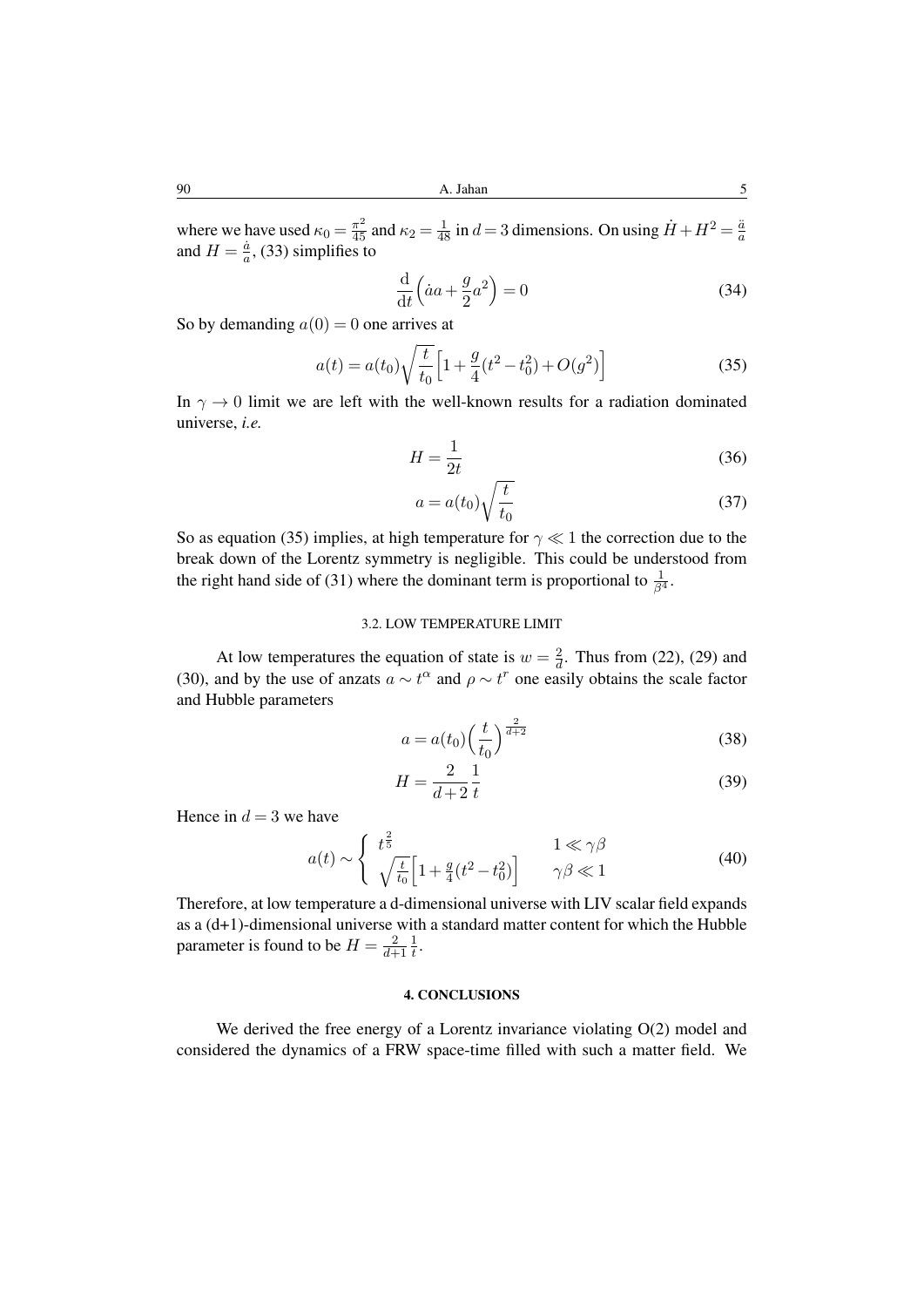where we have used $\kappa_0 = \frac{\pi^2}{45}$ and $\kappa_2 = \frac{1}{48}$ in $d = 3$ dimensions. On using $\dot{H} + H^2 = \frac{\ddot{a}}{a}$ and $H = \frac{\dot{a}}{a}$, (33) simplifies to

$$\frac{\mathrm{d}}{\mathrm{d}t}\Big(\dot{a}a + \frac{g}{2}a^2\Big) = 0 \tag{34}$$

So by demanding $a(0) = 0$ one arrives at

$$a(t) = a(t_0)\sqrt{\frac{t}{t_0}}\Big[1 + \frac{g}{4}(t^2 - t_0^2) + O(g^2)\Big] \tag{35}$$

In $\gamma \to 0$ limit we are left with the well-known results for a radiation dominated universe, *i.e.*

$$H = \frac{1}{2t} \tag{36}$$

$$a = a(t_0)\sqrt{\frac{t}{t_0}} \tag{37}$$

So as equation (35) implies, at high temperature for $\gamma \ll 1$ the correction due to the break down of the Lorentz symmetry is negligible. This could be understood from the right hand side of (31) where the dominant term is proportional to $\frac{1}{\beta^4}$.

### 3.2. LOW TEMPERATURE LIMIT

At low temperatures the equation of state is $w = \frac{2}{d}$. Thus from (22), (29) and (30), and by the use of anzats $a \sim t^{\alpha}$ and $\rho \sim t^{r}$ one easily obtains the scale factor and Hubble parameters

$$a = a(t_0)\Big(\frac{t}{t_0}\Big)^{\frac{2}{d+2}} \tag{38}$$

$$H = \frac{2}{d+2}\frac{1}{t} \tag{39}$$

Hence in $d = 3$ we have

$$a(t) \sim \begin{cases} t^{\frac{2}{5}} & 1 \ll \gamma\beta \\ \sqrt{\frac{t}{t_0}}\Big[1 + \frac{g}{4}(t^2 - t_0^2)\Big] & \gamma\beta \ll 1 \end{cases} \tag{40}$$

Therefore, at low temperature a d-dimensional universe with LIV scalar field expands as a (d+1)-dimensional universe with a standard matter content for which the Hubble parameter is found to be $H = \frac{2}{d+1}\frac{1}{t}$.

## 4. CONCLUSIONS

We derived the free energy of a Lorentz invariance violating O(2) model and considered the dynamics of a FRW space-time filled with such a matter field. We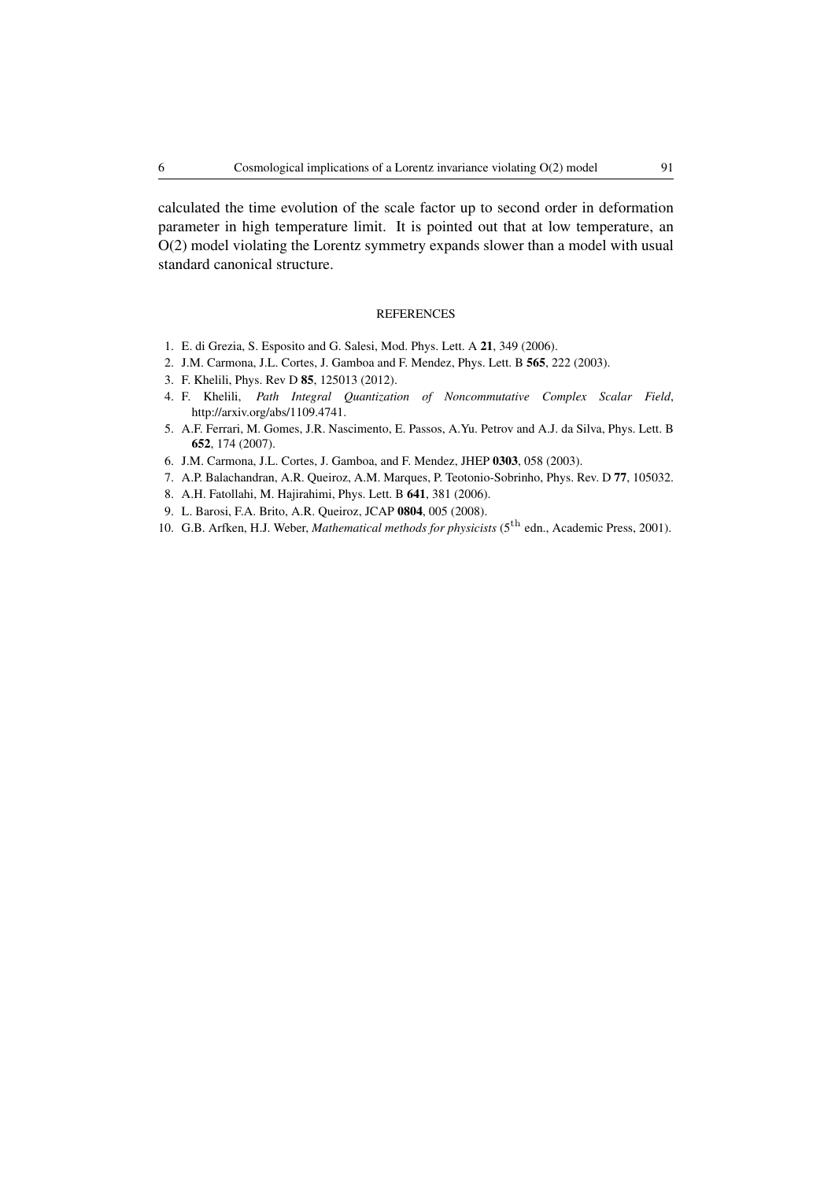calculated the time evolution of the scale factor up to second order in deformation parameter in high temperature limit. It is pointed out that at low temperature, an O(2) model violating the Lorentz symmetry expands slower than a model with usual standard canonical structure.

## REFERENCES

1. E. di Grezia, S. Esposito and G. Salesi, Mod. Phys. Lett. A **21**, 349 (2006).
2. J.M. Carmona, J.L. Cortes, J. Gamboa and F. Mendez, Phys. Lett. B **565**, 222 (2003).
3. F. Khelili, Phys. Rev D **85**, 125013 (2012).
4. F. Khelili, *Path Integral Quantization of Noncommutative Complex Scalar Field*, http://arxiv.org/abs/1109.4741.
5. A.F. Ferrari, M. Gomes, J.R. Nascimento, E. Passos, A.Yu. Petrov and A.J. da Silva, Phys. Lett. B **652**, 174 (2007).
6. J.M. Carmona, J.L. Cortes, J. Gamboa, and F. Mendez, JHEP **0303**, 058 (2003).
7. A.P. Balachandran, A.R. Queiroz, A.M. Marques, P. Teotonio-Sobrinho, Phys. Rev. D **77**, 105032.
8. A.H. Fatollahi, M. Hajirahimi, Phys. Lett. B **641**, 381 (2006).
9. L. Barosi, F.A. Brito, A.R. Queiroz, JCAP **0804**, 005 (2008).
10. G.B. Arfken, H.J. Weber, *Mathematical methods for physicists* ($5^{\text{th}}$ edn., Academic Press, 2001).